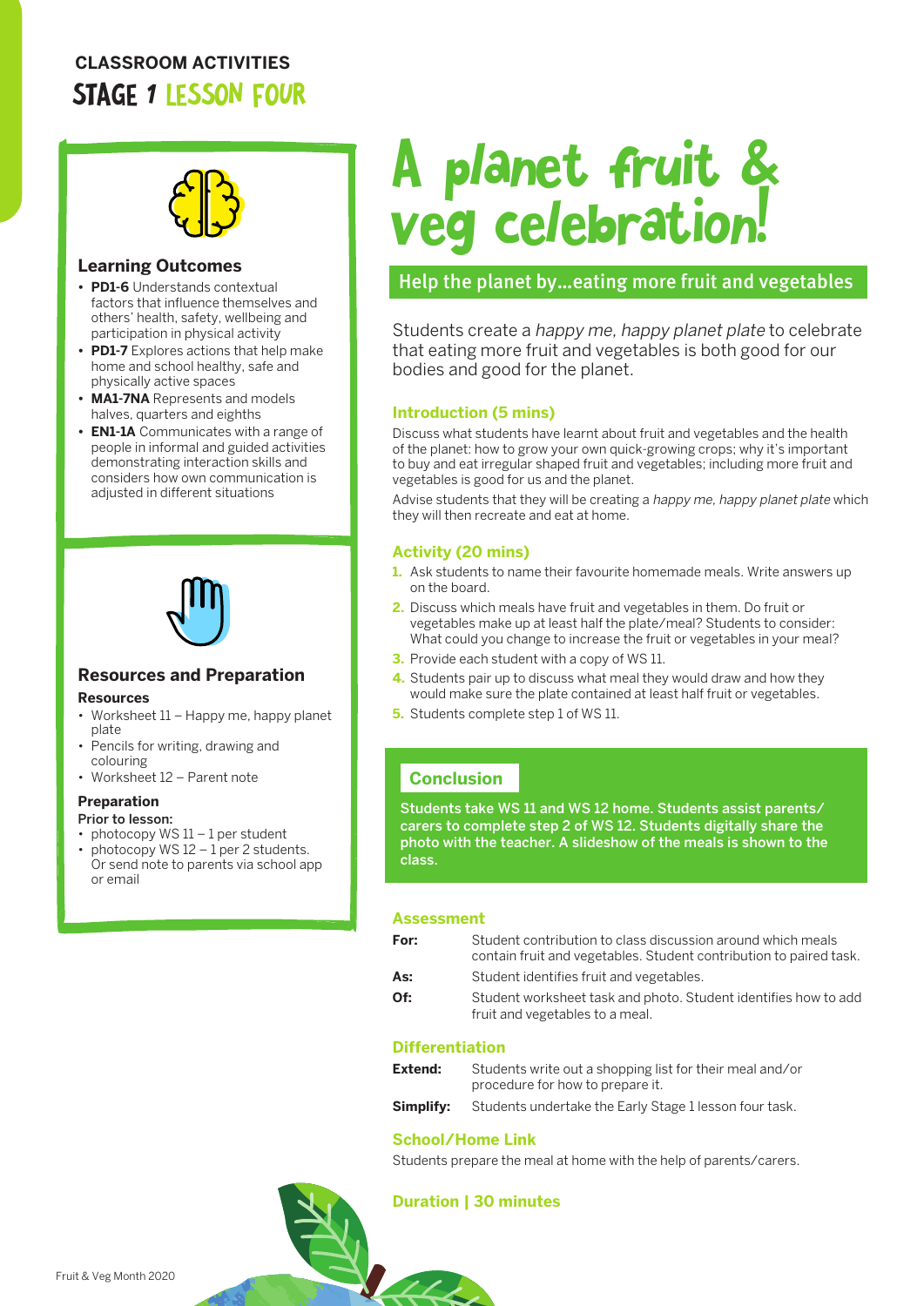**CLASSROOM ACTIVITIES**

# STAGE 1 LESSON FOUR

## Learning Outcomes

- **PD1-6** Understands contextual factors that influence themselves and others' health, safety, wellbeing and participation in physical activity
- **PD1-7** Explores actions that help make home and school healthy, safe and physically active spaces
- **MA1-7NA** Represents and models halves, quarters and eighths
- **EN1-1A** Communicates with a range of people in informal and guided activities demonstrating interaction skills and considers how own communication is adjusted in different situations

## Resources and Preparation

### Resources

- Worksheet 11 – Happy me, happy planet plate
- Pencils for writing, drawing and colouring
- Worksheet 12 – Parent note

### Preparation

**Prior to lesson:**

- photocopy WS 11 – 1 per student
- photocopy WS 12 – 1 per 2 students. Or send note to parents via school app or email

# A planet fruit & veg celebration!

## Help the planet by...eating more fruit and vegetables

Students create a *happy me, happy planet plate* to celebrate that eating more fruit and vegetables is both good for our bodies and good for the planet.

### Introduction (5 mins)

Discuss what students have learnt about fruit and vegetables and the health of the planet: how to grow your own quick-growing crops; why it's important to buy and eat irregular shaped fruit and vegetables; including more fruit and vegetables is good for us and the planet.

Advise students that they will be creating a *happy me, happy planet plate* which they will then recreate and eat at home.

### Activity (20 mins)

1. Ask students to name their favourite homemade meals. Write answers up on the board.
2. Discuss which meals have fruit and vegetables in them. Do fruit or vegetables make up at least half the plate/meal? Students to consider: What could you change to increase the fruit or vegetables in your meal?
3. Provide each student with a copy of WS 11.
4. Students pair up to discuss what meal they would draw and how they would make sure the plate contained at least half fruit or vegetables.
5. Students complete step 1 of WS 11.

### Conclusion

**Students take WS 11 and WS 12 home. Students assist parents/carers to complete step 2 of WS 12. Students digitally share the photo with the teacher. A slideshow of the meals is shown to the class.**

### Assessment

**For:** Student contribution to class discussion around which meals contain fruit and vegetables. Student contribution to paired task.

**As:** Student identifies fruit and vegetables.

**Of:** Student worksheet task and photo. Student identifies how to add fruit and vegetables to a meal.

### Differentiation

**Extend:** Students write out a shopping list for their meal and/or procedure for how to prepare it.

**Simplify:** Students undertake the Early Stage 1 lesson four task.

### School/Home Link

Students prepare the meal at home with the help of parents/carers.

### Duration | 30 minutes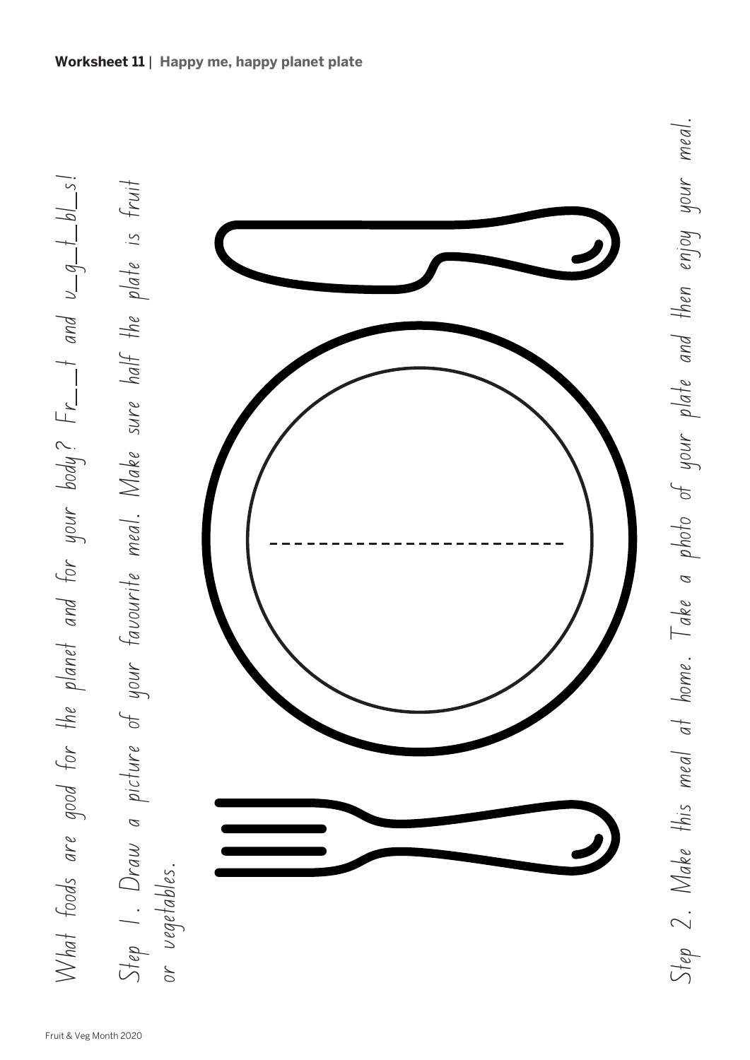**Worksheet 11** | **Happy me, happy planet plate**

What foods are good for the planet and for your body? Fr\_\_\_t and v\_g\_t\_bl\_s!

Step 1. Draw a picture of your favourite meal. Make sure half the plate is fruit or vegetables.

Step 2. Make this meal at home. Take a photo of your plate and then enjoy your meal.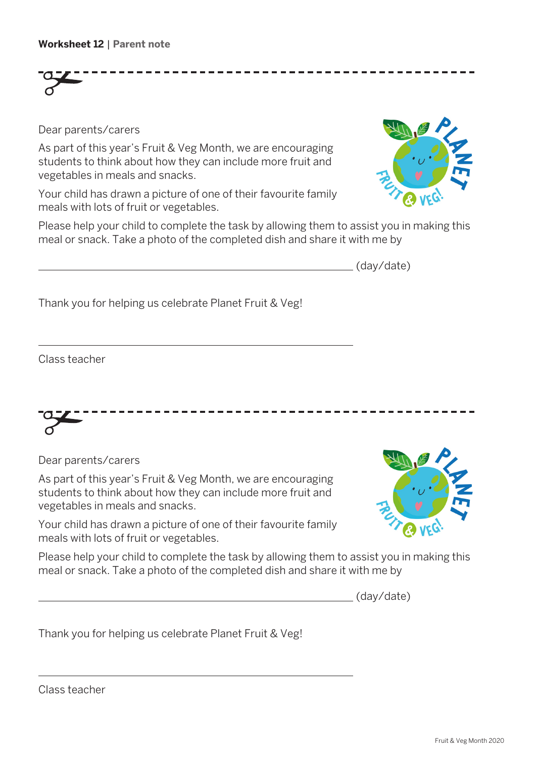**Worksheet 12** | **Parent note**

---

Dear parents/carers

As part of this year's Fruit & Veg Month, we are encouraging students to think about how they can include more fruit and vegetables in meals and snacks.

Your child has drawn a picture of one of their favourite family meals with lots of fruit or vegetables.

Please help your child to complete the task by allowing them to assist you in making this meal or snack. Take a photo of the completed dish and share it with me by

\_\_\_\_\_\_\_\_\_\_\_\_\_\_\_\_\_\_\_\_\_\_\_\_\_\_\_\_\_\_\_\_\_\_\_\_\_\_\_\_\_\_\_\_ (day/date)

Thank you for helping us celebrate Planet Fruit & Veg!

\_\_\_\_\_\_\_\_\_\_\_\_\_\_\_\_\_\_\_\_\_\_\_\_\_\_\_\_\_\_\_\_\_\_\_\_\_\_\_\_\_\_\_\_

Class teacher

---

Dear parents/carers

As part of this year's Fruit & Veg Month, we are encouraging students to think about how they can include more fruit and vegetables in meals and snacks.

Your child has drawn a picture of one of their favourite family meals with lots of fruit or vegetables.

Please help your child to complete the task by allowing them to assist you in making this meal or snack. Take a photo of the completed dish and share it with me by

\_\_\_\_\_\_\_\_\_\_\_\_\_\_\_\_\_\_\_\_\_\_\_\_\_\_\_\_\_\_\_\_\_\_\_\_\_\_\_\_\_\_\_\_ (day/date)

Thank you for helping us celebrate Planet Fruit & Veg!

\_\_\_\_\_\_\_\_\_\_\_\_\_\_\_\_\_\_\_\_\_\_\_\_\_\_\_\_\_\_\_\_\_\_\_\_\_\_\_\_\_\_\_\_

Class teacher